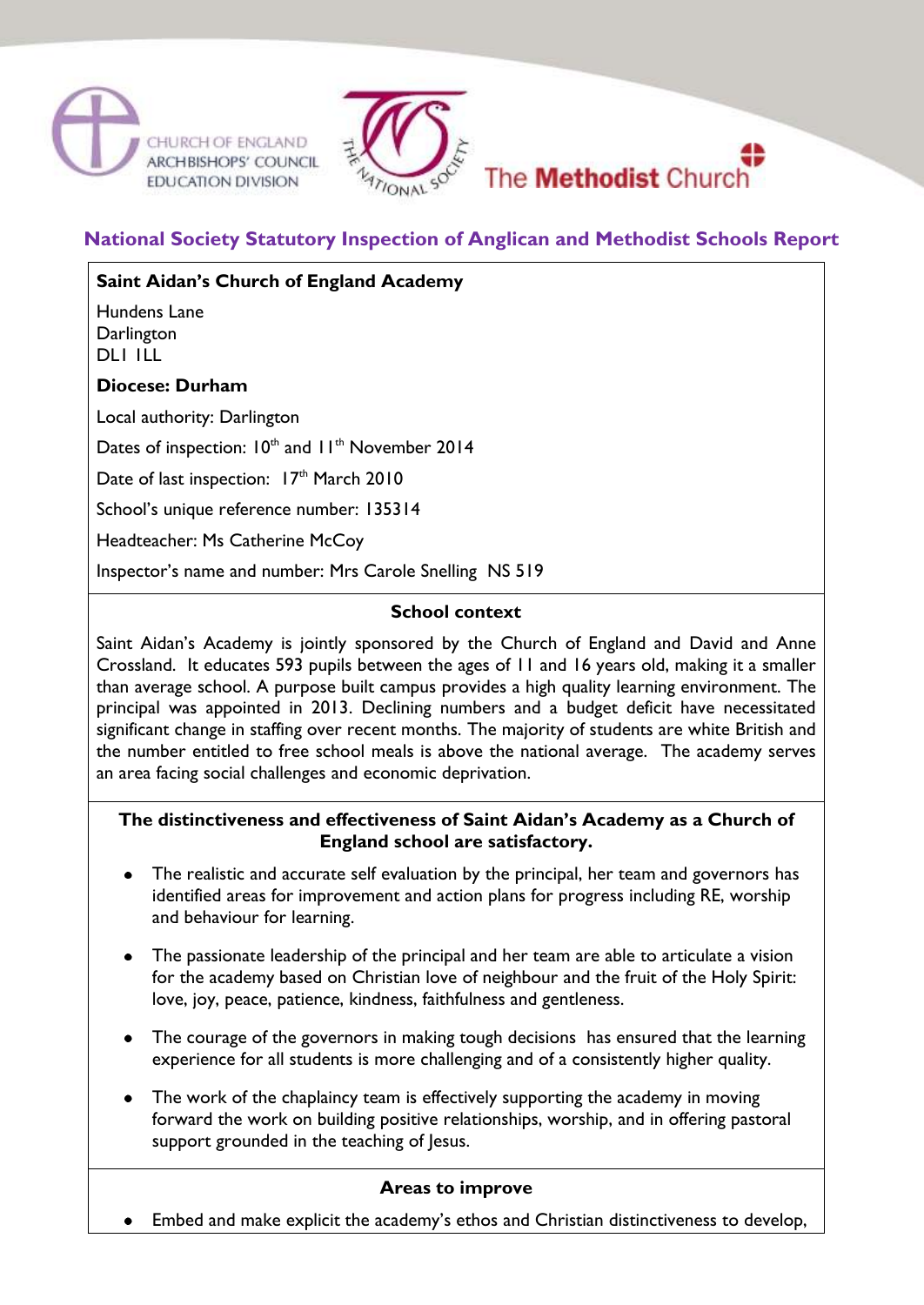CHURCH OF ENGLAND ARCHBISHOPS' COUNCIL EDUCATION DIVISION

THE NATIONAL SOCIETY

The Methodist Church

# National Society Statutory Inspection of Anglican and Methodist Schools Report

**Saint Aidan's Church of England Academy**

Hundens Lane
Darlington
DL1 1LL

**Diocese: Durham**

Local authority: Darlington

Dates of inspection: 10th and 11th November 2014

Date of last inspection: 17th March 2010

School's unique reference number: 135314

Headteacher: Ms Catherine McCoy

Inspector's name and number: Mrs Carole Snelling NS 519

## School context

Saint Aidan's Academy is jointly sponsored by the Church of England and David and Anne Crossland. It educates 593 pupils between the ages of 11 and 16 years old, making it a smaller than average school. A purpose built campus provides a high quality learning environment. The principal was appointed in 2013. Declining numbers and a budget deficit have necessitated significant change in staffing over recent months. The majority of students are white British and the number entitled to free school meals is above the national average. The academy serves an area facing social challenges and economic deprivation.

## The distinctiveness and effectiveness of Saint Aidan's Academy as a Church of England school are satisfactory.

- The realistic and accurate self evaluation by the principal, her team and governors has identified areas for improvement and action plans for progress including RE, worship and behaviour for learning.
- The passionate leadership of the principal and her team are able to articulate a vision for the academy based on Christian love of neighbour and the fruit of the Holy Spirit: love, joy, peace, patience, kindness, faithfulness and gentleness.
- The courage of the governors in making tough decisions has ensured that the learning experience for all students is more challenging and of a consistently higher quality.
- The work of the chaplaincy team is effectively supporting the academy in moving forward the work on building positive relationships, worship, and in offering pastoral support grounded in the teaching of Jesus.

## Areas to improve

- Embed and make explicit the academy's ethos and Christian distinctiveness to develop,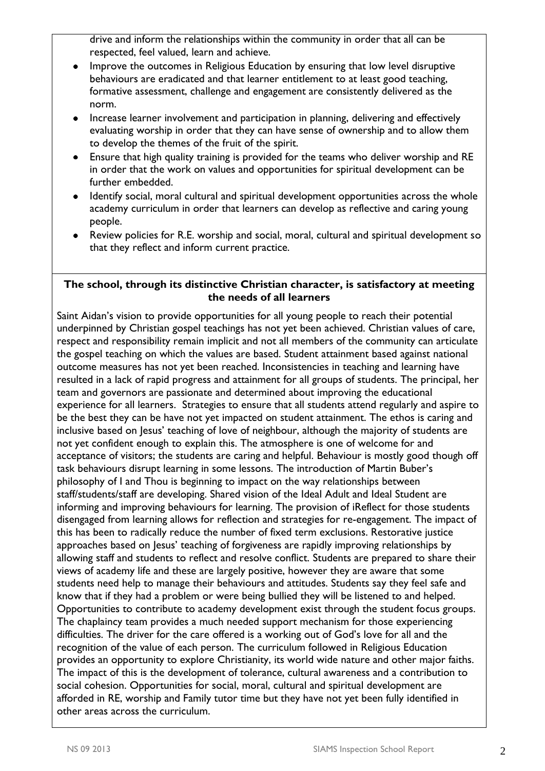drive and inform the relationships within the community in order that all can be respected, feel valued, learn and achieve.

- Improve the outcomes in Religious Education by ensuring that low level disruptive behaviours are eradicated and that learner entitlement to at least good teaching, formative assessment, challenge and engagement are consistently delivered as the norm.
- Increase learner involvement and participation in planning, delivering and effectively evaluating worship in order that they can have sense of ownership and to allow them to develop the themes of the fruit of the spirit.
- Ensure that high quality training is provided for the teams who deliver worship and RE in order that the work on values and opportunities for spiritual development can be further embedded.
- Identify social, moral cultural and spiritual development opportunities across the whole academy curriculum in order that learners can develop as reflective and caring young people.
- Review policies for R.E. worship and social, moral, cultural and spiritual development so that they reflect and inform current practice.

**The school, through its distinctive Christian character, is satisfactory at meeting the needs of all learners**

Saint Aidan's vision to provide opportunities for all young people to reach their potential underpinned by Christian gospel teachings has not yet been achieved. Christian values of care, respect and responsibility remain implicit and not all members of the community can articulate the gospel teaching on which the values are based. Student attainment based against national outcome measures has not yet been reached. Inconsistencies in teaching and learning have resulted in a lack of rapid progress and attainment for all groups of students. The principal, her team and governors are passionate and determined about improving the educational experience for all learners. Strategies to ensure that all students attend regularly and aspire to be the best they can be have not yet impacted on student attainment. The ethos is caring and inclusive based on Jesus' teaching of love of neighbour, although the majority of students are not yet confident enough to explain this. The atmosphere is one of welcome for and acceptance of visitors; the students are caring and helpful. Behaviour is mostly good though off task behaviours disrupt learning in some lessons. The introduction of Martin Buber's philosophy of I and Thou is beginning to impact on the way relationships between staff/students/staff are developing. Shared vision of the Ideal Adult and Ideal Student are informing and improving behaviours for learning. The provision of iReflect for those students disengaged from learning allows for reflection and strategies for re-engagement. The impact of this has been to radically reduce the number of fixed term exclusions. Restorative justice approaches based on Jesus' teaching of forgiveness are rapidly improving relationships by allowing staff and students to reflect and resolve conflict. Students are prepared to share their views of academy life and these are largely positive, however they are aware that some students need help to manage their behaviours and attitudes. Students say they feel safe and know that if they had a problem or were being bullied they will be listened to and helped. Opportunities to contribute to academy development exist through the student focus groups. The chaplaincy team provides a much needed support mechanism for those experiencing difficulties. The driver for the care offered is a working out of God's love for all and the recognition of the value of each person. The curriculum followed in Religious Education provides an opportunity to explore Christianity, its world wide nature and other major faiths. The impact of this is the development of tolerance, cultural awareness and a contribution to social cohesion. Opportunities for social, moral, cultural and spiritual development are afforded in RE, worship and Family tutor time but they have not yet been fully identified in other areas across the curriculum.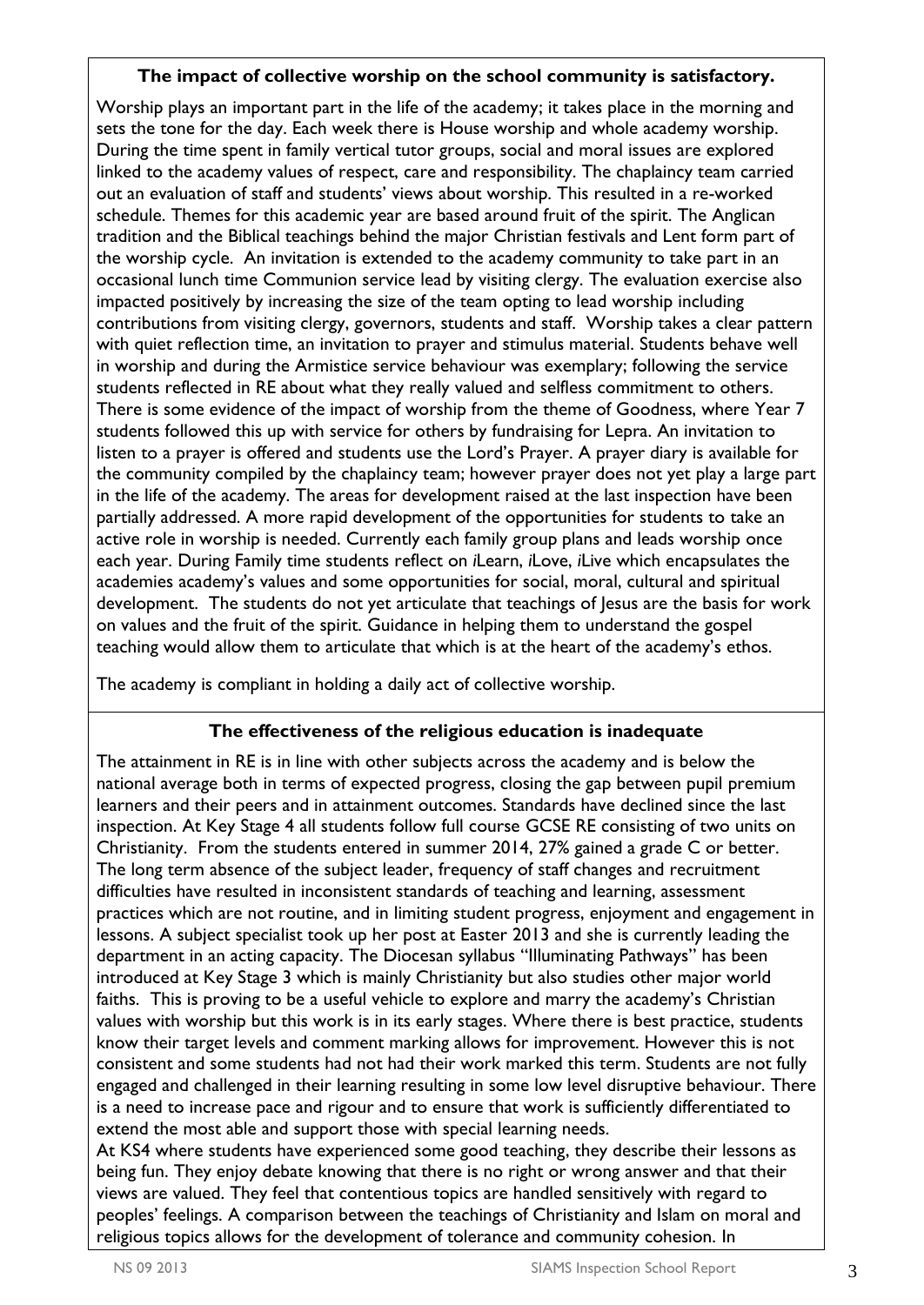**The impact of collective worship on the school community is satisfactory.**

Worship plays an important part in the life of the academy; it takes place in the morning and sets the tone for the day. Each week there is House worship and whole academy worship. During the time spent in family vertical tutor groups, social and moral issues are explored linked to the academy values of respect, care and responsibility. The chaplaincy team carried out an evaluation of staff and students' views about worship. This resulted in a re-worked schedule. Themes for this academic year are based around fruit of the spirit. The Anglican tradition and the Biblical teachings behind the major Christian festivals and Lent form part of the worship cycle. An invitation is extended to the academy community to take part in an occasional lunch time Communion service lead by visiting clergy. The evaluation exercise also impacted positively by increasing the size of the team opting to lead worship including contributions from visiting clergy, governors, students and staff. Worship takes a clear pattern with quiet reflection time, an invitation to prayer and stimulus material. Students behave well in worship and during the Armistice service behaviour was exemplary; following the service students reflected in RE about what they really valued and selfless commitment to others. There is some evidence of the impact of worship from the theme of Goodness, where Year 7 students followed this up with service for others by fundraising for Lepra. An invitation to listen to a prayer is offered and students use the Lord's Prayer. A prayer diary is available for the community compiled by the chaplaincy team; however prayer does not yet play a large part in the life of the academy. The areas for development raised at the last inspection have been partially addressed. A more rapid development of the opportunities for students to take an active role in worship is needed. Currently each family group plans and leads worship once each year. During Family time students reflect on *i*Learn, *i*Love, *i*Live which encapsulates the academies academy's values and some opportunities for social, moral, cultural and spiritual development. The students do not yet articulate that teachings of Jesus are the basis for work on values and the fruit of the spirit. Guidance in helping them to understand the gospel teaching would allow them to articulate that which is at the heart of the academy's ethos.

The academy is compliant in holding a daily act of collective worship.

**The effectiveness of the religious education is inadequate**

The attainment in RE is in line with other subjects across the academy and is below the national average both in terms of expected progress, closing the gap between pupil premium learners and their peers and in attainment outcomes. Standards have declined since the last inspection. At Key Stage 4 all students follow full course GCSE RE consisting of two units on Christianity. From the students entered in summer 2014, 27% gained a grade C or better. The long term absence of the subject leader, frequency of staff changes and recruitment difficulties have resulted in inconsistent standards of teaching and learning, assessment practices which are not routine, and in limiting student progress, enjoyment and engagement in lessons. A subject specialist took up her post at Easter 2013 and she is currently leading the department in an acting capacity. The Diocesan syllabus "Illuminating Pathways" has been introduced at Key Stage 3 which is mainly Christianity but also studies other major world faiths. This is proving to be a useful vehicle to explore and marry the academy's Christian values with worship but this work is in its early stages. Where there is best practice, students know their target levels and comment marking allows for improvement. However this is not consistent and some students had not had their work marked this term. Students are not fully engaged and challenged in their learning resulting in some low level disruptive behaviour. There is a need to increase pace and rigour and to ensure that work is sufficiently differentiated to extend the most able and support those with special learning needs.

At KS4 where students have experienced some good teaching, they describe their lessons as being fun. They enjoy debate knowing that there is no right or wrong answer and that their views are valued. They feel that contentious topics are handled sensitively with regard to peoples' feelings. A comparison between the teachings of Christianity and Islam on moral and religious topics allows for the development of tolerance and community cohesion. In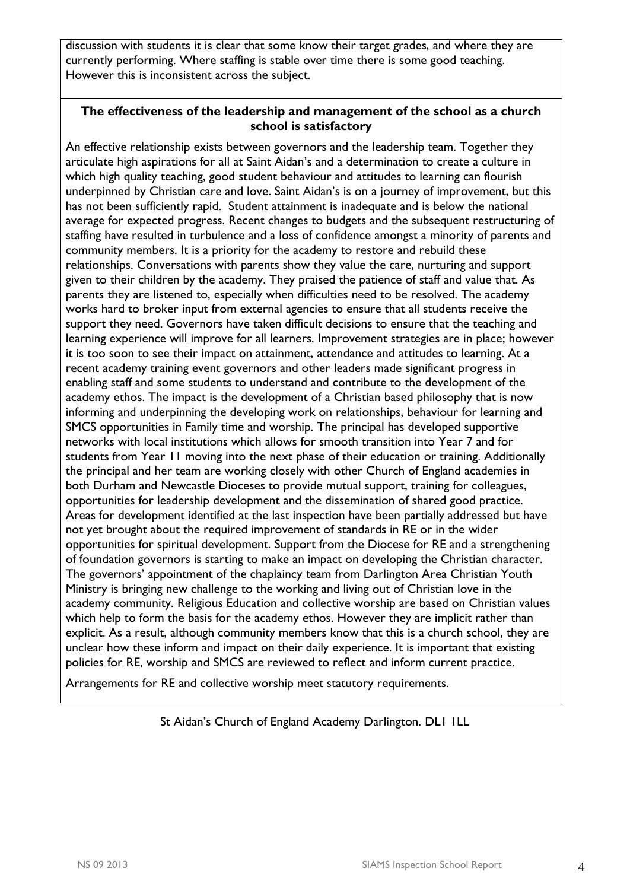discussion with students it is clear that some know their target grades, and where they are currently performing. Where staffing is stable over time there is some good teaching. However this is inconsistent across the subject.

**The effectiveness of the leadership and management of the school as a church school is satisfactory**

An effective relationship exists between governors and the leadership team. Together they articulate high aspirations for all at Saint Aidan's and a determination to create a culture in which high quality teaching, good student behaviour and attitudes to learning can flourish underpinned by Christian care and love. Saint Aidan's is on a journey of improvement, but this has not been sufficiently rapid. Student attainment is inadequate and is below the national average for expected progress. Recent changes to budgets and the subsequent restructuring of staffing have resulted in turbulence and a loss of confidence amongst a minority of parents and community members. It is a priority for the academy to restore and rebuild these relationships. Conversations with parents show they value the care, nurturing and support given to their children by the academy. They praised the patience of staff and value that. As parents they are listened to, especially when difficulties need to be resolved. The academy works hard to broker input from external agencies to ensure that all students receive the support they need. Governors have taken difficult decisions to ensure that the teaching and learning experience will improve for all learners. Improvement strategies are in place; however it is too soon to see their impact on attainment, attendance and attitudes to learning. At a recent academy training event governors and other leaders made significant progress in enabling staff and some students to understand and contribute to the development of the academy ethos. The impact is the development of a Christian based philosophy that is now informing and underpinning the developing work on relationships, behaviour for learning and SMCS opportunities in Family time and worship. The principal has developed supportive networks with local institutions which allows for smooth transition into Year 7 and for students from Year 11 moving into the next phase of their education or training. Additionally the principal and her team are working closely with other Church of England academies in both Durham and Newcastle Dioceses to provide mutual support, training for colleagues, opportunities for leadership development and the dissemination of shared good practice. Areas for development identified at the last inspection have been partially addressed but have not yet brought about the required improvement of standards in RE or in the wider opportunities for spiritual development. Support from the Diocese for RE and a strengthening of foundation governors is starting to make an impact on developing the Christian character. The governors' appointment of the chaplaincy team from Darlington Area Christian Youth Ministry is bringing new challenge to the working and living out of Christian love in the academy community. Religious Education and collective worship are based on Christian values which help to form the basis for the academy ethos. However they are implicit rather than explicit. As a result, although community members know that this is a church school, they are unclear how these inform and impact on their daily experience. It is important that existing policies for RE, worship and SMCS are reviewed to reflect and inform current practice.

Arrangements for RE and collective worship meet statutory requirements.

St Aidan's Church of England Academy Darlington. DL1 1LL